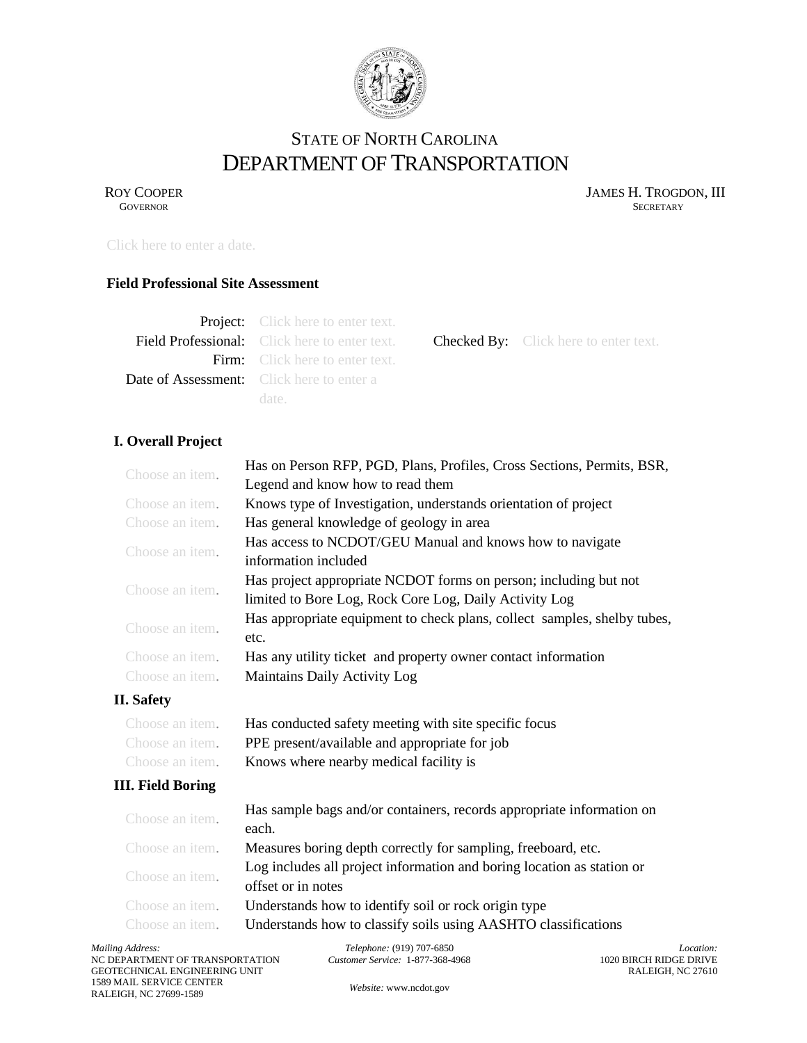STATE OF NORTH CAROLINA
# DEPARTMENT OF TRANSPORTATION

ROY COOPER
GOVERNOR

JAMES H. TROGDON, III
SECRETARY

Click here to enter a date.

**Field Professional Site Assessment**

| | | | |
|---|---|---|---|
| **Project:** | Click here to enter text. | | |
| **Field Professional:** | Click here to enter text. | **Checked By:** | Click here to enter text. |
| **Firm:** | Click here to enter text. | | |
| **Date of Assessment:** | Click here to enter a date. | | |

### I. Overall Project

| | |
|---|---|
| Choose an item. | Has on Person RFP, PGD, Plans, Profiles, Cross Sections, Permits, BSR, Legend and know how to read them |
| Choose an item. | Knows type of Investigation, understands orientation of project |
| Choose an item. | Has general knowledge of geology in area |
| Choose an item. | Has access to NCDOT/GEU Manual and knows how to navigate information included |
| Choose an item. | Has project appropriate NCDOT forms on person; including but not limited to Bore Log, Rock Core Log, Daily Activity Log |
| Choose an item. | Has appropriate equipment to check plans, collect samples, shelby tubes, etc. |
| Choose an item. | Has any utility ticket and property owner contact information |
| Choose an item. | Maintains Daily Activity Log |

### II. Safety

| | |
|---|---|
| Choose an item. | Has conducted safety meeting with site specific focus |
| Choose an item. | PPE present/available and appropriate for job |
| Choose an item. | Knows where nearby medical facility is |

### III. Field Boring

| | |
|---|---|
| Choose an item. | Has sample bags and/or containers, records appropriate information on each. |
| Choose an item. | Measures boring depth correctly for sampling, freeboard, etc. |
| Choose an item. | Log includes all project information and boring location as station or offset or in notes |
| Choose an item. | Understands how to identify soil or rock origin type |
| Choose an item. | Understands how to classify soils using AASHTO classifications |

*Mailing Address:*
NC DEPARTMENT OF TRANSPORTATION
GEOTECHNICAL ENGINEERING UNIT
1589 MAIL SERVICE CENTER
RALEIGH, NC 27699-1589

*Telephone:* (919) 707-6850
*Customer Service:* 1-877-368-4968

*Website:* www.ncdot.gov

*Location:*
1020 BIRCH RIDGE DRIVE
RALEIGH, NC 27610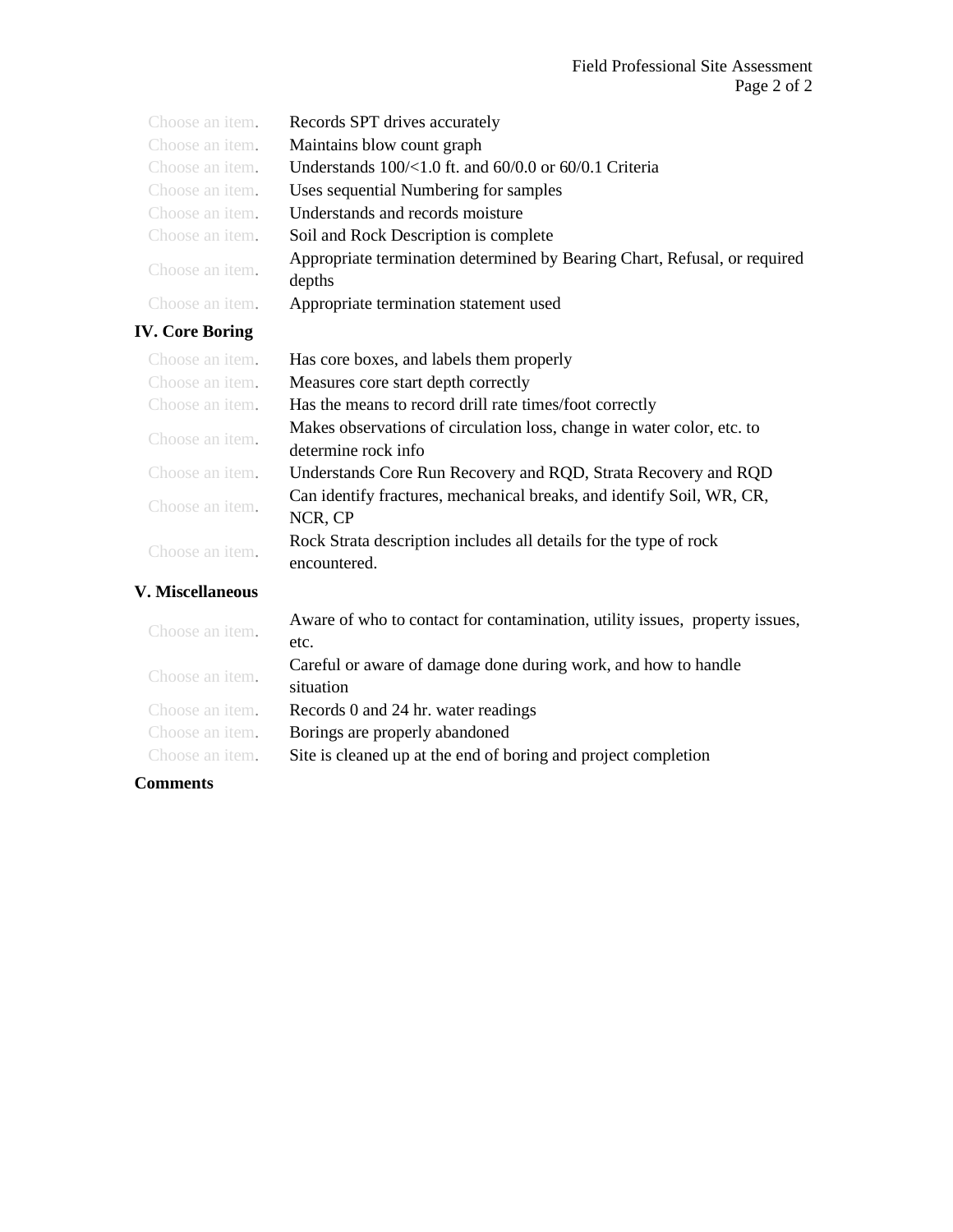| | |
|---|---|
| Choose an item. | Records SPT drives accurately |
| Choose an item. | Maintains blow count graph |
| Choose an item. | Understands 100/<1.0 ft. and 60/0.0 or 60/0.1 Criteria |
| Choose an item. | Uses sequential Numbering for samples |
| Choose an item. | Understands and records moisture |
| Choose an item. | Soil and Rock Description is complete |
| Choose an item. | Appropriate termination determined by Bearing Chart, Refusal, or required depths |
| Choose an item. | Appropriate termination statement used |

**IV. Core Boring**

| | |
|---|---|
| Choose an item. | Has core boxes, and labels them properly |
| Choose an item. | Measures core start depth correctly |
| Choose an item. | Has the means to record drill rate times/foot correctly |
| Choose an item. | Makes observations of circulation loss, change in water color, etc. to determine rock info |
| Choose an item. | Understands Core Run Recovery and RQD, Strata Recovery and RQD |
| Choose an item. | Can identify fractures, mechanical breaks, and identify Soil, WR, CR, NCR, CP |
| Choose an item. | Rock Strata description includes all details for the type of rock encountered. |

**V. Miscellaneous**

| | |
|---|---|
| Choose an item. | Aware of who to contact for contamination, utility issues, property issues, etc. |
| Choose an item. | Careful or aware of damage done during work, and how to handle situation |
| Choose an item. | Records 0 and 24 hr. water readings |
| Choose an item. | Borings are properly abandoned |
| Choose an item. | Site is cleaned up at the end of boring and project completion |

**Comments**